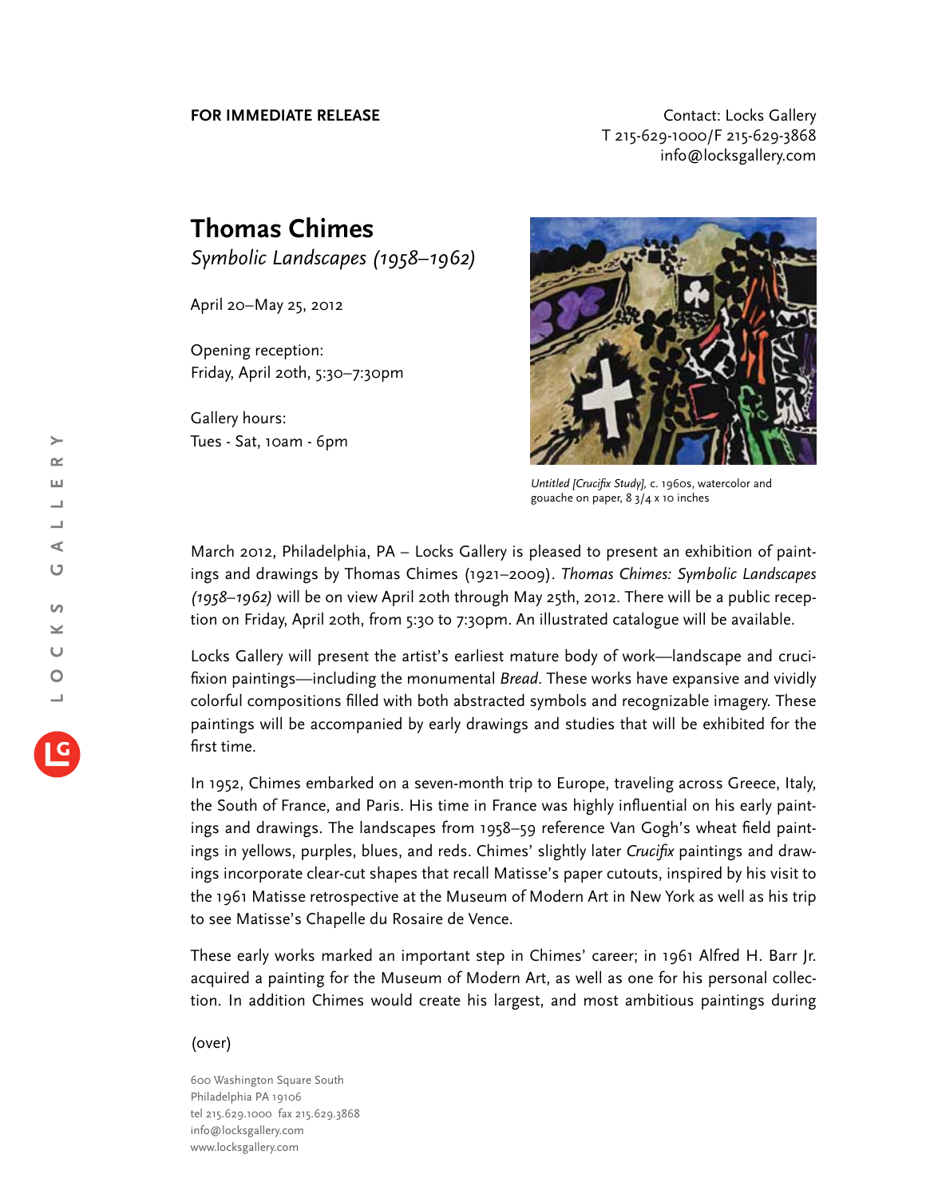**FOR IMMEDIATE RELEASE**

Contact: Locks Gallery
T 215-629-1000/F 215-629-3868
info@locksgallery.com

# Thomas Chimes

*Symbolic Landscapes (1958–1962)*

April 20–May 25, 2012

Opening reception:
Friday, April 20th, 5:30–7:30pm

Gallery hours:
Tues - Sat, 10am - 6pm

*Untitled [Crucifix Study]*, c. 1960s, watercolor and gouache on paper, 8 3/4 x 10 inches

March 2012, Philadelphia, PA – Locks Gallery is pleased to present an exhibition of paintings and drawings by Thomas Chimes (1921–2009). *Thomas Chimes: Symbolic Landscapes (1958–1962)* will be on view April 20th through May 25th, 2012. There will be a public reception on Friday, April 20th, from 5:30 to 7:30pm. An illustrated catalogue will be available.

Locks Gallery will present the artist's earliest mature body of work—landscape and crucifixion paintings—including the monumental *Bread*. These works have expansive and vividly colorful compositions filled with both abstracted symbols and recognizable imagery. These paintings will be accompanied by early drawings and studies that will be exhibited for the first time.

In 1952, Chimes embarked on a seven-month trip to Europe, traveling across Greece, Italy, the South of France, and Paris. His time in France was highly influential on his early paintings and drawings. The landscapes from 1958–59 reference Van Gogh's wheat field paintings in yellows, purples, blues, and reds. Chimes' slightly later *Crucifix* paintings and drawings incorporate clear-cut shapes that recall Matisse's paper cutouts, inspired by his visit to the 1961 Matisse retrospective at the Museum of Modern Art in New York as well as his trip to see Matisse's Chapelle du Rosaire de Vence.

These early works marked an important step in Chimes' career; in 1961 Alfred H. Barr Jr. acquired a painting for the Museum of Modern Art, as well as one for his personal collection. In addition Chimes would create his largest, and most ambitious paintings during

(over)

600 Washington Square South
Philadelphia PA 19106
tel 215.629.1000 fax 215.629.3868
info@locksgallery.com
www.locksgallery.com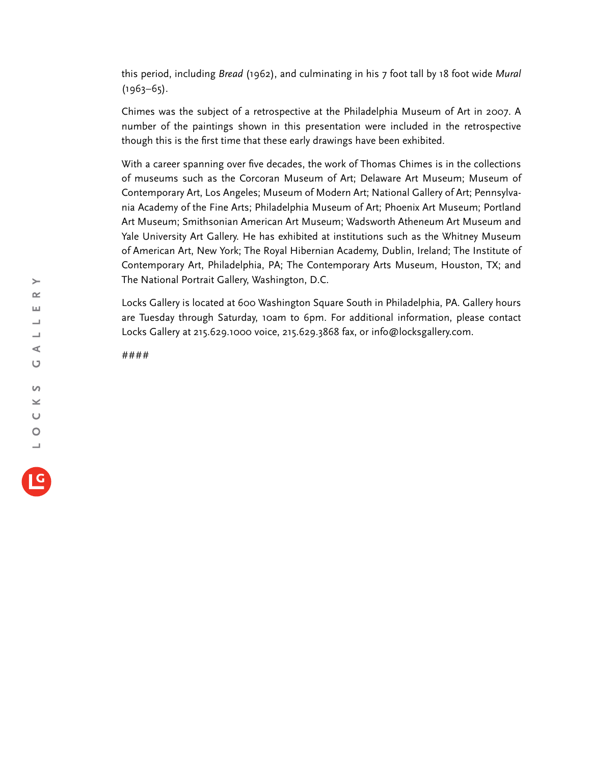this period, including *Bread* (1962), and culminating in his 7 foot tall by 18 foot wide *Mural* (1963–65).

Chimes was the subject of a retrospective at the Philadelphia Museum of Art in 2007. A number of the paintings shown in this presentation were included in the retrospective though this is the first time that these early drawings have been exhibited.

With a career spanning over five decades, the work of Thomas Chimes is in the collections of museums such as the Corcoran Museum of Art; Delaware Art Museum; Museum of Contemporary Art, Los Angeles; Museum of Modern Art; National Gallery of Art; Pennsylvania Academy of the Fine Arts; Philadelphia Museum of Art; Phoenix Art Museum; Portland Art Museum; Smithsonian American Art Museum; Wadsworth Atheneum Art Museum and Yale University Art Gallery. He has exhibited at institutions such as the Whitney Museum of American Art, New York; The Royal Hibernian Academy, Dublin, Ireland; The Institute of Contemporary Art, Philadelphia, PA; The Contemporary Arts Museum, Houston, TX; and The National Portrait Gallery, Washington, D.C.

Locks Gallery is located at 600 Washington Square South in Philadelphia, PA. Gallery hours are Tuesday through Saturday, 10am to 6pm. For additional information, please contact Locks Gallery at 215.629.1000 voice, 215.629.3868 fax, or info@locksgallery.com.

####